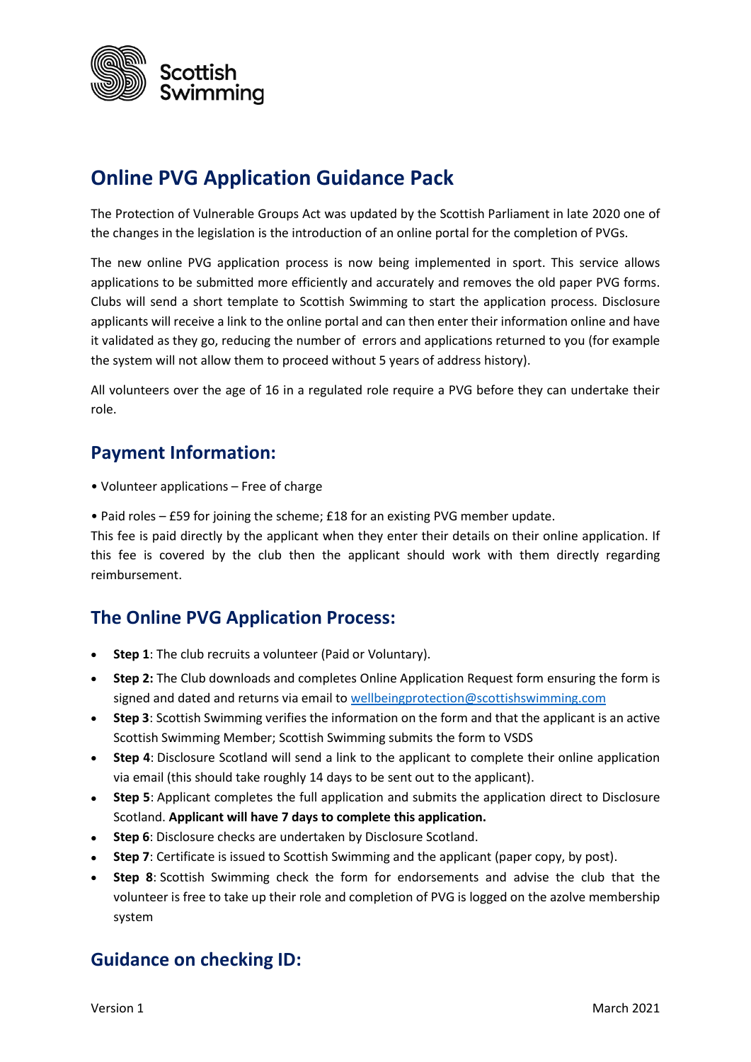# Online PVG Application Guidance Pack

The Protection of Vulnerable Groups Act was updated by the Scottish Parliament in late 2020 one of the changes in the legislation is the introduction of an online portal for the completion of PVGs.

The new online PVG application process is now being implemented in sport. This service allows applications to be submitted more efficiently and accurately and removes the old paper PVG forms. Clubs will send a short template to Scottish Swimming to start the application process. Disclosure applicants will receive a link to the online portal and can then enter their information online and have it validated as they go, reducing the number of errors and applications returned to you (for example the system will not allow them to proceed without 5 years of address history).

All volunteers over the age of 16 in a regulated role require a PVG before they can undertake their role.

## Payment Information:

- Volunteer applications – Free of charge
- Paid roles – £59 for joining the scheme; £18 for an existing PVG member update.

This fee is paid directly by the applicant when they enter their details on their online application. If this fee is covered by the club then the applicant should work with them directly regarding reimbursement.

## The Online PVG Application Process:

- **Step 1**: The club recruits a volunteer (Paid or Voluntary).
- **Step 2:** The Club downloads and completes Online Application Request form ensuring the form is signed and dated and returns via email to wellbeingprotection@scottishswimming.com
- **Step 3**: Scottish Swimming verifies the information on the form and that the applicant is an active Scottish Swimming Member; Scottish Swimming submits the form to VSDS
- **Step 4**: Disclosure Scotland will send a link to the applicant to complete their online application via email (this should take roughly 14 days to be sent out to the applicant).
- **Step 5**: Applicant completes the full application and submits the application direct to Disclosure Scotland. **Applicant will have 7 days to complete this application.**
- **Step 6**: Disclosure checks are undertaken by Disclosure Scotland.
- **Step 7**: Certificate is issued to Scottish Swimming and the applicant (paper copy, by post).
- **Step 8**: Scottish Swimming check the form for endorsements and advise the club that the volunteer is free to take up their role and completion of PVG is logged on the azolve membership system

## Guidance on checking ID: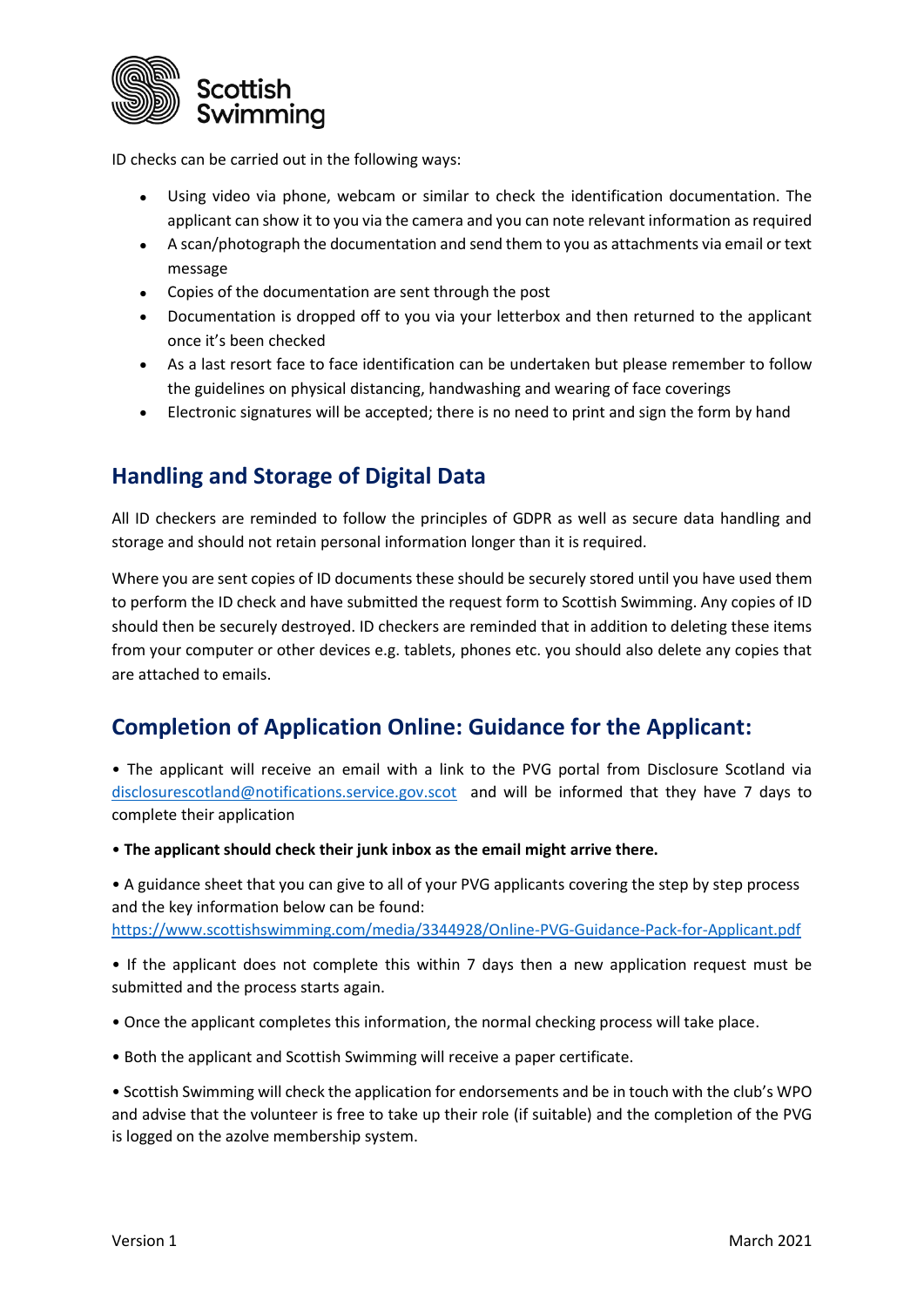ID checks can be carried out in the following ways:

- Using video via phone, webcam or similar to check the identification documentation. The applicant can show it to you via the camera and you can note relevant information as required
- A scan/photograph the documentation and send them to you as attachments via email or text message
- Copies of the documentation are sent through the post
- Documentation is dropped off to you via your letterbox and then returned to the applicant once it's been checked
- As a last resort face to face identification can be undertaken but please remember to follow the guidelines on physical distancing, handwashing and wearing of face coverings
- Electronic signatures will be accepted; there is no need to print and sign the form by hand

## Handling and Storage of Digital Data

All ID checkers are reminded to follow the principles of GDPR as well as secure data handling and storage and should not retain personal information longer than it is required.

Where you are sent copies of ID documents these should be securely stored until you have used them to perform the ID check and have submitted the request form to Scottish Swimming. Any copies of ID should then be securely destroyed. ID checkers are reminded that in addition to deleting these items from your computer or other devices e.g. tablets, phones etc. you should also delete any copies that are attached to emails.

## Completion of Application Online: Guidance for the Applicant:

• The applicant will receive an email with a link to the PVG portal from Disclosure Scotland via disclosurescotland@notifications.service.gov.scot and will be informed that they have 7 days to complete their application

• **The applicant should check their junk inbox as the email might arrive there.**

• A guidance sheet that you can give to all of your PVG applicants covering the step by step process and the key information below can be found: https://www.scottishswimming.com/media/3344928/Online-PVG-Guidance-Pack-for-Applicant.pdf

• If the applicant does not complete this within 7 days then a new application request must be submitted and the process starts again.

• Once the applicant completes this information, the normal checking process will take place.

• Both the applicant and Scottish Swimming will receive a paper certificate.

• Scottish Swimming will check the application for endorsements and be in touch with the club's WPO and advise that the volunteer is free to take up their role (if suitable) and the completion of the PVG is logged on the azolve membership system.